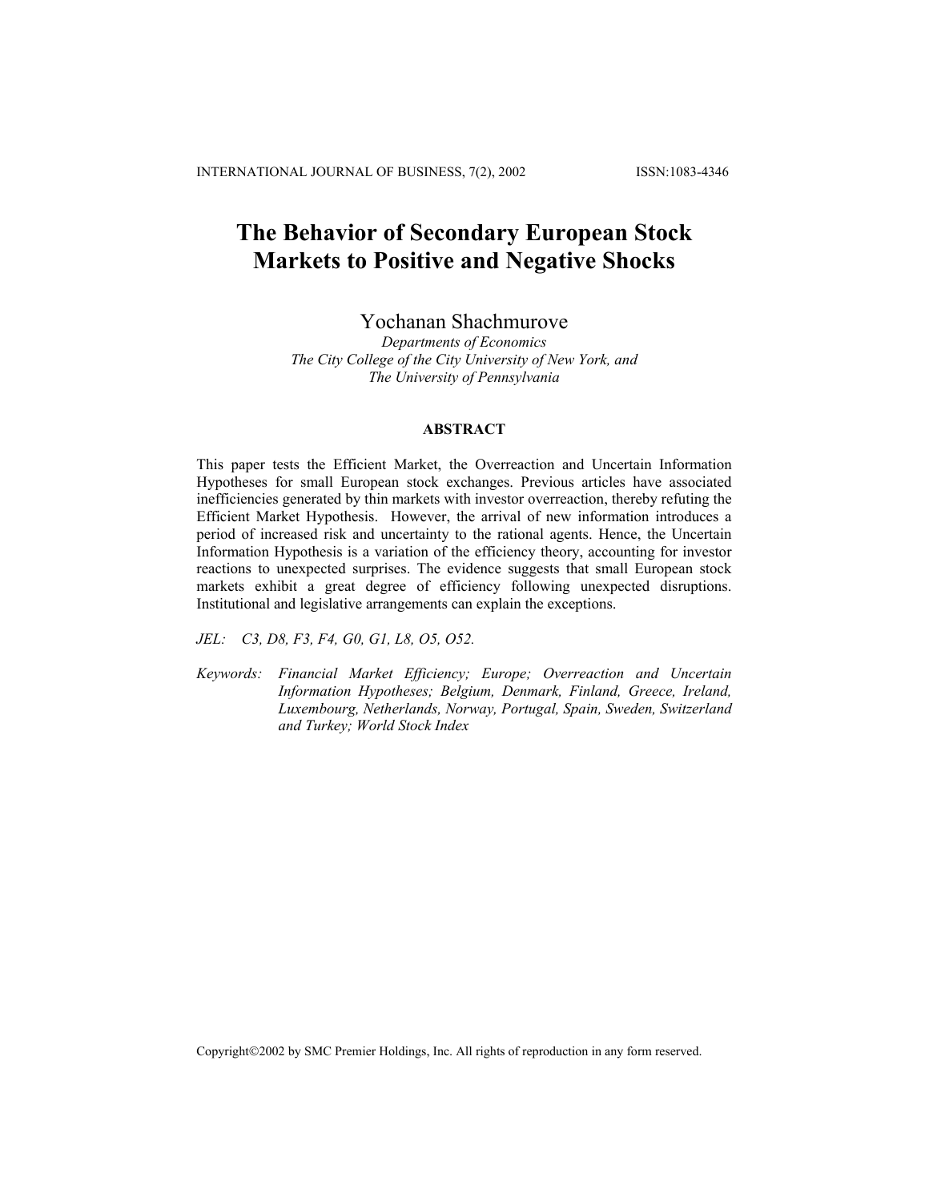# The Behavior of Secondary European Stock Markets to Positive and Negative Shocks

Yochanan Shachmurove

*Departments of Economics*
*The City College of the City University of New York, and*
*The University of Pennsylvania*

## ABSTRACT

This paper tests the Efficient Market, the Overreaction and Uncertain Information Hypotheses for small European stock exchanges. Previous articles have associated inefficiencies generated by thin markets with investor overreaction, thereby refuting the Efficient Market Hypothesis. However, the arrival of new information introduces a period of increased risk and uncertainty to the rational agents. Hence, the Uncertain Information Hypothesis is a variation of the efficiency theory, accounting for investor reactions to unexpected surprises. The evidence suggests that small European stock markets exhibit a great degree of efficiency following unexpected disruptions. Institutional and legislative arrangements can explain the exceptions.

*JEL: C3, D8, F3, F4, G0, G1, L8, O5, O52.*

*Keywords: Financial Market Efficiency; Europe; Overreaction and Uncertain Information Hypotheses; Belgium, Denmark, Finland, Greece, Ireland, Luxembourg, Netherlands, Norway, Portugal, Spain, Sweden, Switzerland and Turkey; World Stock Index*

Copyright©2002 by SMC Premier Holdings, Inc. All rights of reproduction in any form reserved.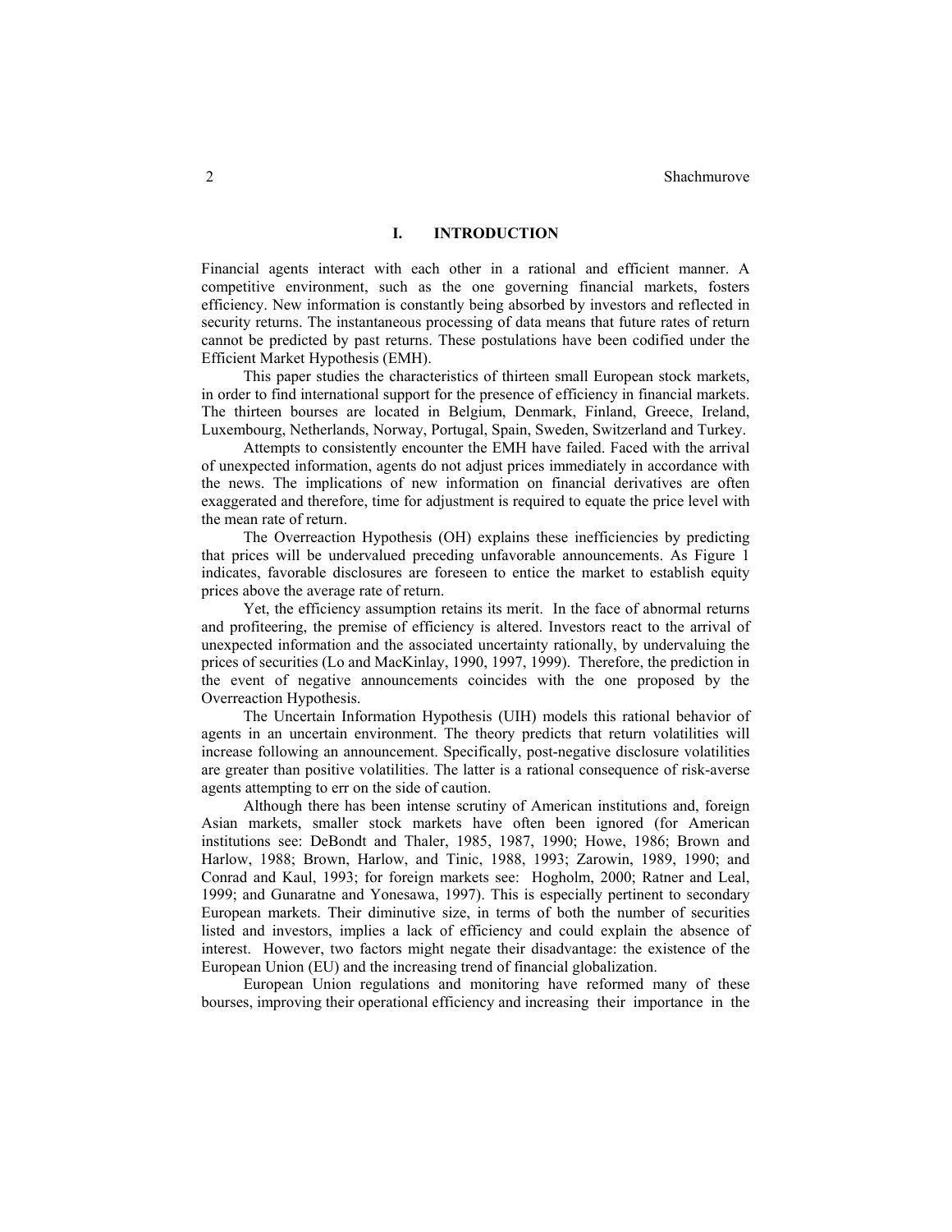## I. INTRODUCTION

Financial agents interact with each other in a rational and efficient manner. A competitive environment, such as the one governing financial markets, fosters efficiency. New information is constantly being absorbed by investors and reflected in security returns. The instantaneous processing of data means that future rates of return cannot be predicted by past returns. These postulations have been codified under the Efficient Market Hypothesis (EMH).

This paper studies the characteristics of thirteen small European stock markets, in order to find international support for the presence of efficiency in financial markets. The thirteen bourses are located in Belgium, Denmark, Finland, Greece, Ireland, Luxembourg, Netherlands, Norway, Portugal, Spain, Sweden, Switzerland and Turkey.

Attempts to consistently encounter the EMH have failed. Faced with the arrival of unexpected information, agents do not adjust prices immediately in accordance with the news. The implications of new information on financial derivatives are often exaggerated and therefore, time for adjustment is required to equate the price level with the mean rate of return.

The Overreaction Hypothesis (OH) explains these inefficiencies by predicting that prices will be undervalued preceding unfavorable announcements. As Figure 1 indicates, favorable disclosures are foreseen to entice the market to establish equity prices above the average rate of return.

Yet, the efficiency assumption retains its merit. In the face of abnormal returns and profiteering, the premise of efficiency is altered. Investors react to the arrival of unexpected information and the associated uncertainty rationally, by undervaluing the prices of securities (Lo and MacKinlay, 1990, 1997, 1999). Therefore, the prediction in the event of negative announcements coincides with the one proposed by the Overreaction Hypothesis.

The Uncertain Information Hypothesis (UIH) models this rational behavior of agents in an uncertain environment. The theory predicts that return volatilities will increase following an announcement. Specifically, post-negative disclosure volatilities are greater than positive volatilities. The latter is a rational consequence of risk-averse agents attempting to err on the side of caution.

Although there has been intense scrutiny of American institutions and, foreign Asian markets, smaller stock markets have often been ignored (for American institutions see: DeBondt and Thaler, 1985, 1987, 1990; Howe, 1986; Brown and Harlow, 1988; Brown, Harlow, and Tinic, 1988, 1993; Zarowin, 1989, 1990; and Conrad and Kaul, 1993; for foreign markets see: Hogholm, 2000; Ratner and Leal, 1999; and Gunaratne and Yonesawa, 1997). This is especially pertinent to secondary European markets. Their diminutive size, in terms of both the number of securities listed and investors, implies a lack of efficiency and could explain the absence of interest. However, two factors might negate their disadvantage: the existence of the European Union (EU) and the increasing trend of financial globalization.

European Union regulations and monitoring have reformed many of these bourses, improving their operational efficiency and increasing their importance in the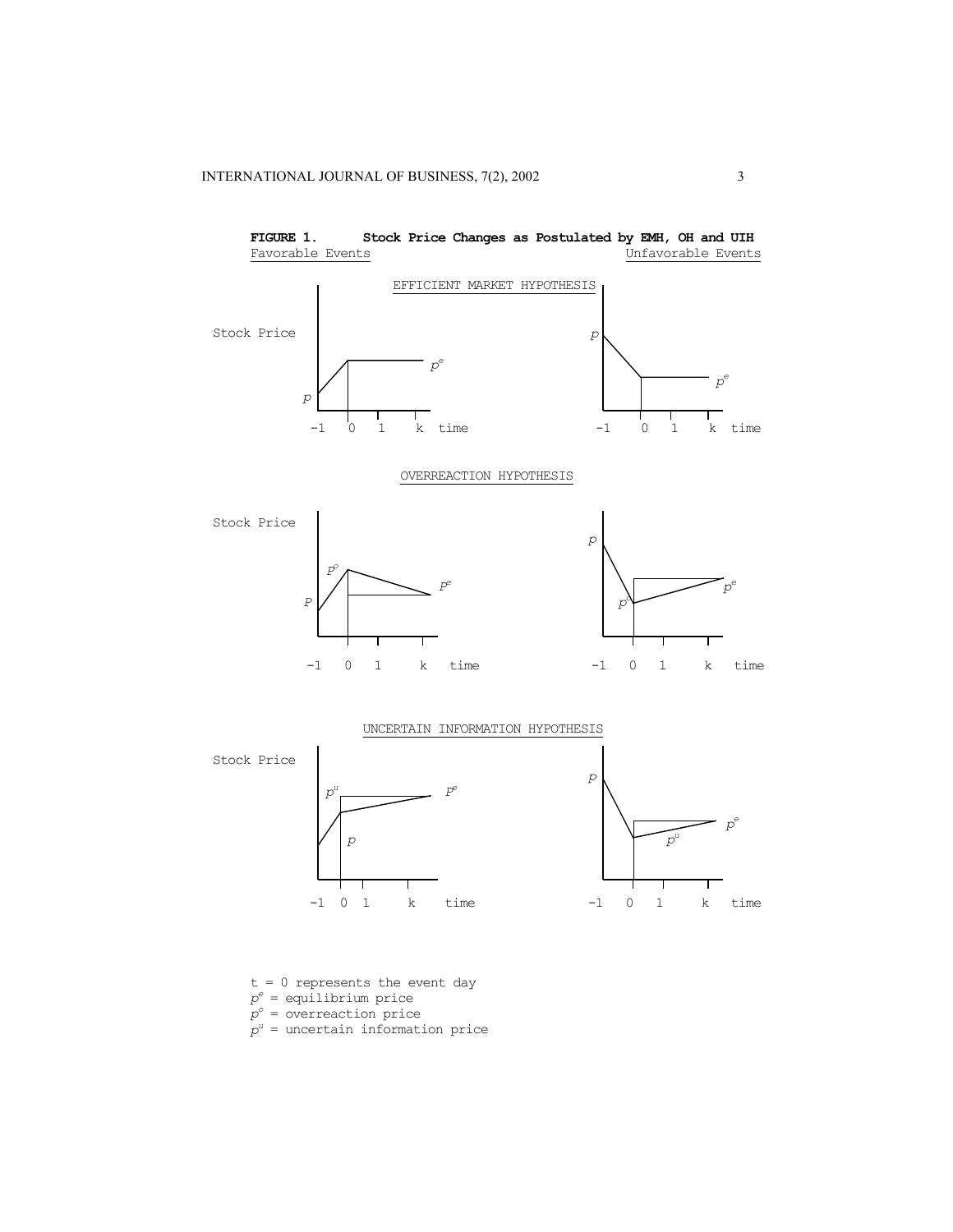**FIGURE 1. Stock Price Changes as Postulated by EMH, OH and UIH**

Favorable Events | Unfavorable Events

EFFICIENT MARKET HYPOTHESIS

OVERREACTION HYPOTHESIS

UNCERTAIN INFORMATION HYPOTHESIS

t = 0 represents the event day

$p^e$ = equilibrium price

$p^o$ = overreaction price

$p^u$ = uncertain information price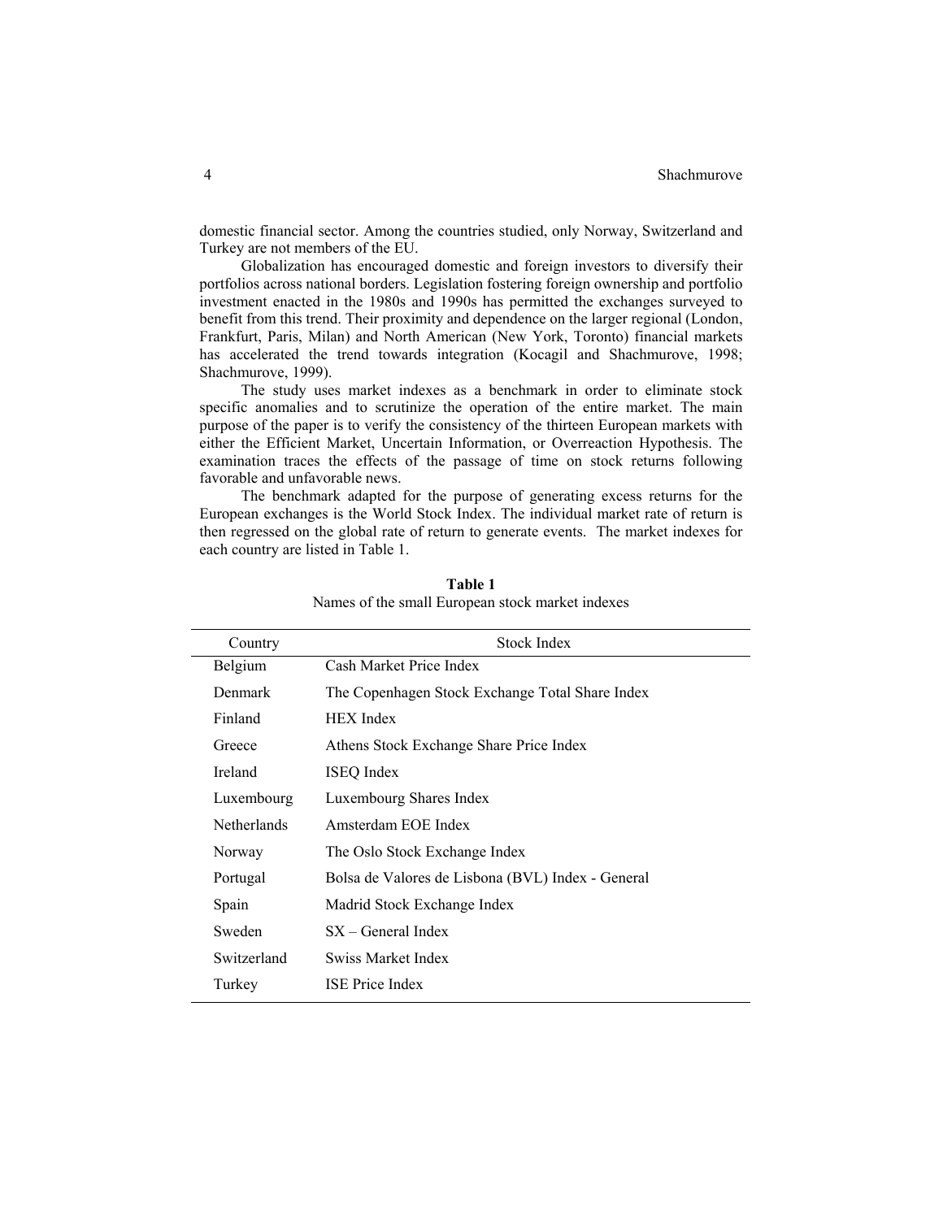domestic financial sector. Among the countries studied, only Norway, Switzerland and Turkey are not members of the EU.

Globalization has encouraged domestic and foreign investors to diversify their portfolios across national borders. Legislation fostering foreign ownership and portfolio investment enacted in the 1980s and 1990s has permitted the exchanges surveyed to benefit from this trend. Their proximity and dependence on the larger regional (London, Frankfurt, Paris, Milan) and North American (New York, Toronto) financial markets has accelerated the trend towards integration (Kocagil and Shachmurove, 1998; Shachmurove, 1999).

The study uses market indexes as a benchmark in order to eliminate stock specific anomalies and to scrutinize the operation of the entire market. The main purpose of the paper is to verify the consistency of the thirteen European markets with either the Efficient Market, Uncertain Information, or Overreaction Hypothesis. The examination traces the effects of the passage of time on stock returns following favorable and unfavorable news.

The benchmark adapted for the purpose of generating excess returns for the European exchanges is the World Stock Index. The individual market rate of return is then regressed on the global rate of return to generate events. The market indexes for each country are listed in Table 1.

**Table 1**
Names of the small European stock market indexes

| Country | Stock Index |
|---|---|
| Belgium | Cash Market Price Index |
| Denmark | The Copenhagen Stock Exchange Total Share Index |
| Finland | HEX Index |
| Greece | Athens Stock Exchange Share Price Index |
| Ireland | ISEQ Index |
| Luxembourg | Luxembourg Shares Index |
| Netherlands | Amsterdam EOE Index |
| Norway | The Oslo Stock Exchange Index |
| Portugal | Bolsa de Valores de Lisbona (BVL) Index - General |
| Spain | Madrid Stock Exchange Index |
| Sweden | SX – General Index |
| Switzerland | Swiss Market Index |
| Turkey | ISE Price Index |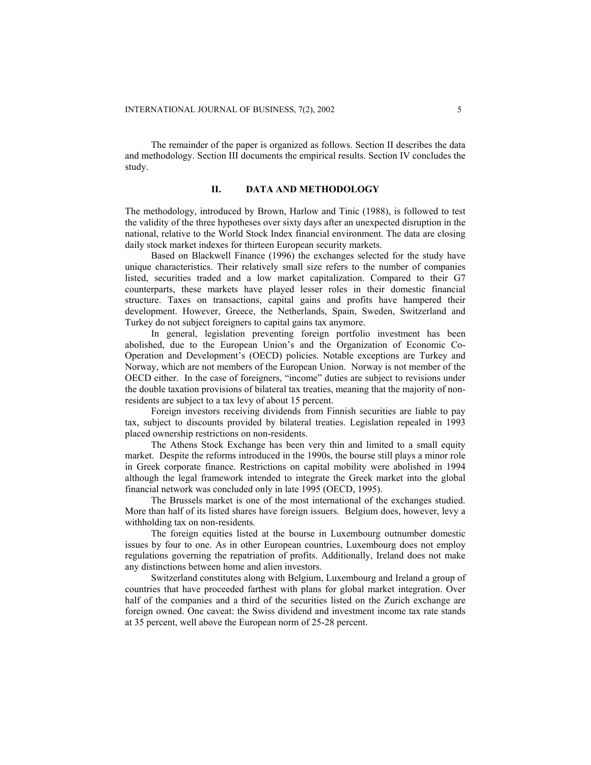The remainder of the paper is organized as follows. Section II describes the data and methodology. Section III documents the empirical results. Section IV concludes the study.

## II. DATA AND METHODOLOGY

The methodology, introduced by Brown, Harlow and Tinic (1988), is followed to test the validity of the three hypotheses over sixty days after an unexpected disruption in the national, relative to the World Stock Index financial environment. The data are closing daily stock market indexes for thirteen European security markets.

Based on Blackwell Finance (1996) the exchanges selected for the study have unique characteristics. Their relatively small size refers to the number of companies listed, securities traded and a low market capitalization. Compared to their G7 counterparts, these markets have played lesser roles in their domestic financial structure. Taxes on transactions, capital gains and profits have hampered their development. However, Greece, the Netherlands, Spain, Sweden, Switzerland and Turkey do not subject foreigners to capital gains tax anymore.

In general, legislation preventing foreign portfolio investment has been abolished, due to the European Union's and the Organization of Economic Co-Operation and Development's (OECD) policies. Notable exceptions are Turkey and Norway, which are not members of the European Union. Norway is not member of the OECD either. In the case of foreigners, "income" duties are subject to revisions under the double taxation provisions of bilateral tax treaties, meaning that the majority of non-residents are subject to a tax levy of about 15 percent.

Foreign investors receiving dividends from Finnish securities are liable to pay tax, subject to discounts provided by bilateral treaties. Legislation repealed in 1993 placed ownership restrictions on non-residents.

The Athens Stock Exchange has been very thin and limited to a small equity market. Despite the reforms introduced in the 1990s, the bourse still plays a minor role in Greek corporate finance. Restrictions on capital mobility were abolished in 1994 although the legal framework intended to integrate the Greek market into the global financial network was concluded only in late 1995 (OECD, 1995).

The Brussels market is one of the most international of the exchanges studied. More than half of its listed shares have foreign issuers. Belgium does, however, levy a withholding tax on non-residents.

The foreign equities listed at the bourse in Luxembourg outnumber domestic issues by four to one. As in other European countries, Luxembourg does not employ regulations governing the repatriation of profits. Additionally, Ireland does not make any distinctions between home and alien investors.

Switzerland constitutes along with Belgium, Luxembourg and Ireland a group of countries that have proceeded farthest with plans for global market integration. Over half of the companies and a third of the securities listed on the Zurich exchange are foreign owned. One caveat: the Swiss dividend and investment income tax rate stands at 35 percent, well above the European norm of 25-28 percent.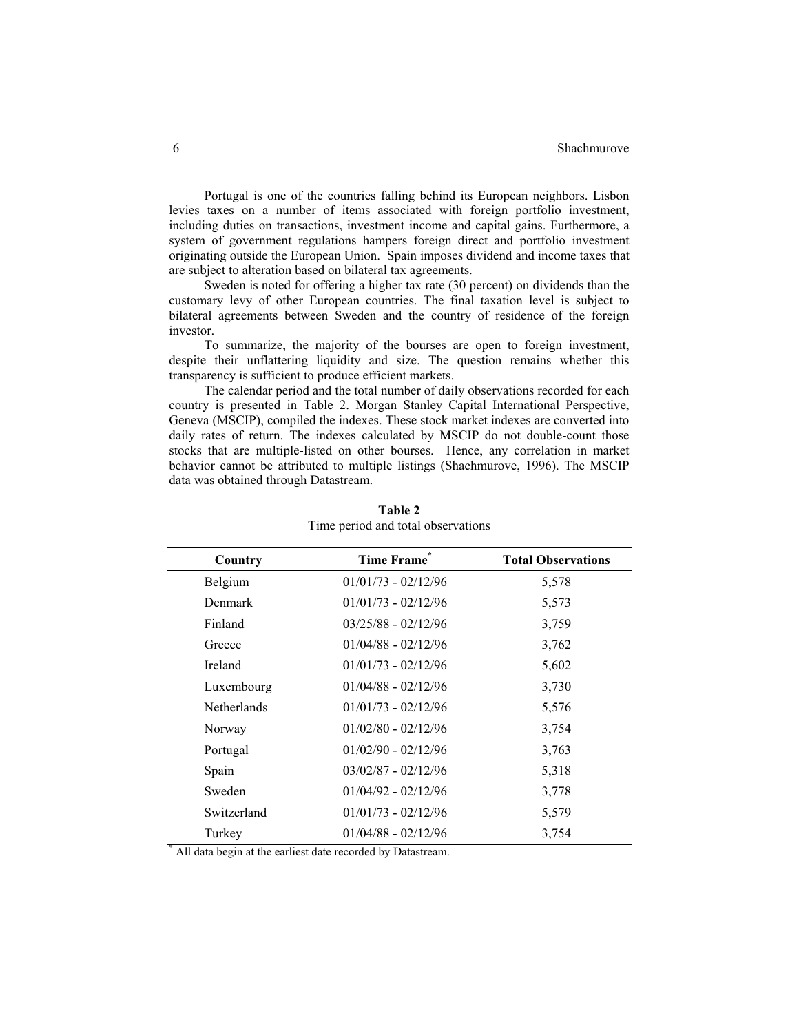Portugal is one of the countries falling behind its European neighbors. Lisbon levies taxes on a number of items associated with foreign portfolio investment, including duties on transactions, investment income and capital gains. Furthermore, a system of government regulations hampers foreign direct and portfolio investment originating outside the European Union. Spain imposes dividend and income taxes that are subject to alteration based on bilateral tax agreements.

Sweden is noted for offering a higher tax rate (30 percent) on dividends than the customary levy of other European countries. The final taxation level is subject to bilateral agreements between Sweden and the country of residence of the foreign investor.

To summarize, the majority of the bourses are open to foreign investment, despite their unflattering liquidity and size. The question remains whether this transparency is sufficient to produce efficient markets.

The calendar period and the total number of daily observations recorded for each country is presented in Table 2. Morgan Stanley Capital International Perspective, Geneva (MSCIP), compiled the indexes. These stock market indexes are converted into daily rates of return. The indexes calculated by MSCIP do not double-count those stocks that are multiple-listed on other bourses. Hence, any correlation in market behavior cannot be attributed to multiple listings (Shachmurove, 1996). The MSCIP data was obtained through Datastream.

**Table 2**
Time period and total observations

| Country | Time Frame* | Total Observations |
|---|---|---|
| Belgium | 01/01/73 - 02/12/96 | 5,578 |
| Denmark | 01/01/73 - 02/12/96 | 5,573 |
| Finland | 03/25/88 - 02/12/96 | 3,759 |
| Greece | 01/04/88 - 02/12/96 | 3,762 |
| Ireland | 01/01/73 - 02/12/96 | 5,602 |
| Luxembourg | 01/04/88 - 02/12/96 | 3,730 |
| Netherlands | 01/01/73 - 02/12/96 | 5,576 |
| Norway | 01/02/80 - 02/12/96 | 3,754 |
| Portugal | 01/02/90 - 02/12/96 | 3,763 |
| Spain | 03/02/87 - 02/12/96 | 5,318 |
| Sweden | 01/04/92 - 02/12/96 | 3,778 |
| Switzerland | 01/01/73 - 02/12/96 | 5,579 |
| Turkey | 01/04/88 - 02/12/96 | 3,754 |

\* All data begin at the earliest date recorded by Datastream.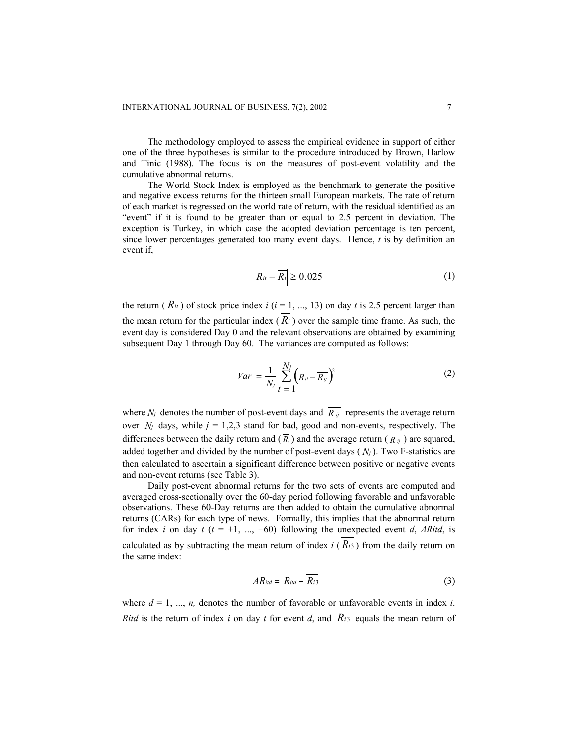The methodology employed to assess the empirical evidence in support of either one of the three hypotheses is similar to the procedure introduced by Brown, Harlow and Tinic (1988). The focus is on the measures of post-event volatility and the cumulative abnormal returns.

The World Stock Index is employed as the benchmark to generate the positive and negative excess returns for the thirteen small European markets. The rate of return of each market is regressed on the world rate of return, with the residual identified as an "event" if it is found to be greater than or equal to 2.5 percent in deviation. The exception is Turkey, in which case the adopted deviation percentage is ten percent, since lower percentages generated too many event days. Hence, $t$ is by definition an event if,

$$\left| R_{it} - \overline{R_i} \right| \geq 0.025 \tag{1}$$

the return ( $R_{it}$ ) of stock price index $i$ ($i$ = 1, ..., 13) on day $t$ is 2.5 percent larger than the mean return for the particular index ( $\overline{R_i}$ ) over the sample time frame. As such, the event day is considered Day 0 and the relevant observations are obtained by examining subsequent Day 1 through Day 60. The variances are computed as follows:

$$Var = \frac{1}{N_j} \sum_{t=1}^{N_j} \left( R_{it} - \overline{R_{ij}} \right)^2 \tag{2}$$

where $N_j$ denotes the number of post-event days and $\overline{R_{ij}}$ represents the average return over $N_j$ days, while $j$ = 1,2,3 stand for bad, good and non-events, respectively. The differences between the daily return and ( $\overline{R_i}$ ) and the average return ( $\overline{R_{ij}}$ ) are squared, added together and divided by the number of post-event days ( $N_j$ ). Two F-statistics are then calculated to ascertain a significant difference between positive or negative events and non-event returns (see Table 3).

Daily post-event abnormal returns for the two sets of events are computed and averaged cross-sectionally over the 60-day period following favorable and unfavorable observations. These 60-Day returns are then added to obtain the cumulative abnormal returns (CARs) for each type of news. Formally, this implies that the abnormal return for index $i$ on day $t$ ($t$ = +1, ..., +60) following the unexpected event $d$, $AR_{itd}$, is calculated as by subtracting the mean return of index $i$ ( $\overline{R_{i3}}$ ) from the daily return on the same index:

$$AR_{itd} = R_{itd} - \overline{R_{i3}} \tag{3}$$

where $d$ = 1, ..., $n$, denotes the number of favorable or unfavorable events in index $i$. $R_{itd}$ is the return of index $i$ on day $t$ for event $d$, and $\overline{R_{i3}}$ equals the mean return of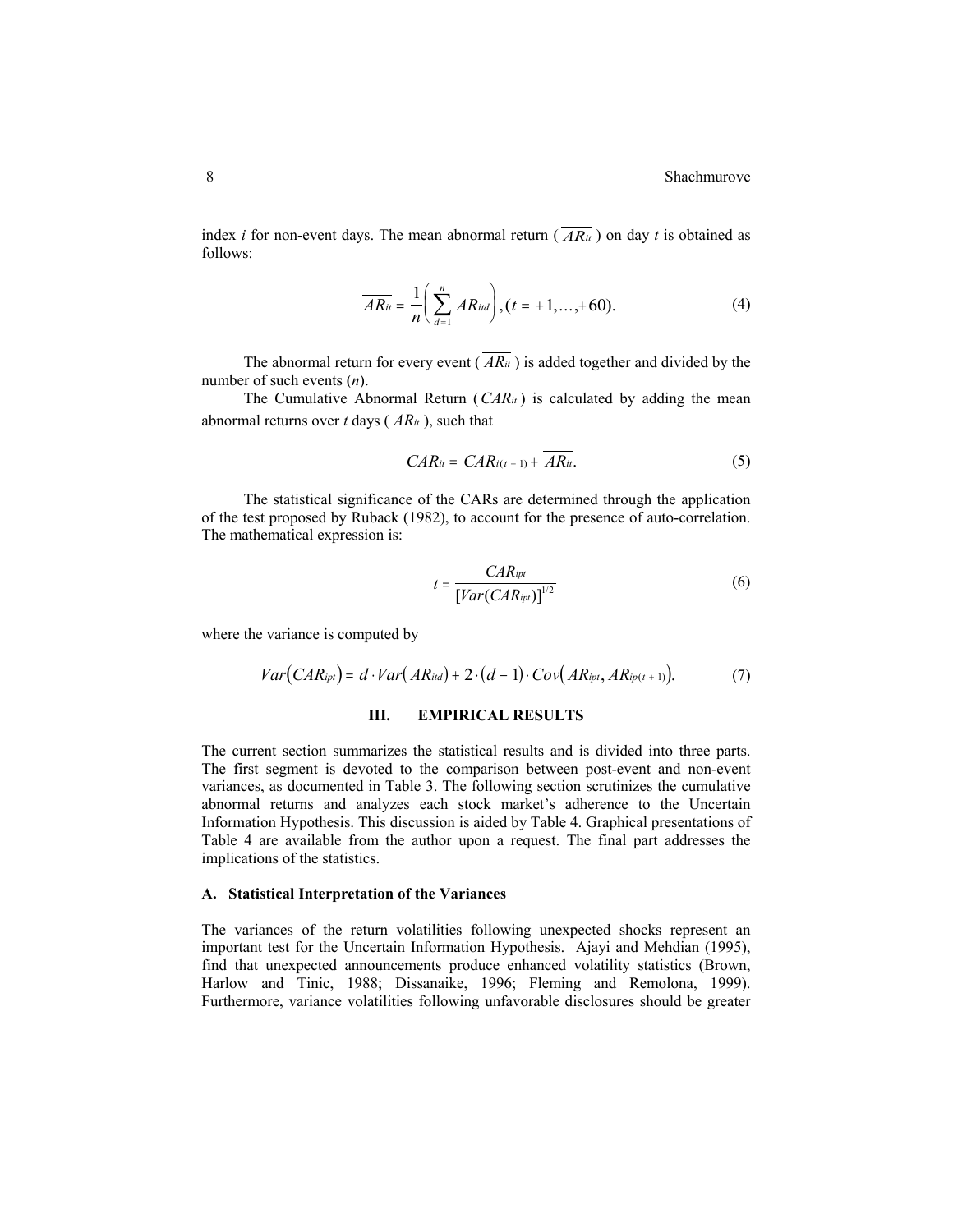index $i$ for non-event days. The mean abnormal return ( $\overline{AR_{it}}$ ) on day $t$ is obtained as follows:

$$\overline{AR_{it}} = \frac{1}{n}\left(\sum_{d=1}^{n} AR_{itd}\right), (t = +1, \ldots, +60). \tag{4}$$

The abnormal return for every event ( $\overline{AR_{it}}$ ) is added together and divided by the number of such events ($n$).

The Cumulative Abnormal Return ( $CAR_{it}$ ) is calculated by adding the mean abnormal returns over $t$ days ( $\overline{AR_{it}}$ ), such that

$$CAR_{it} = CAR_{i(t-1)} + \overline{AR_{it}}. \tag{5}$$

The statistical significance of the CARs are determined through the application of the test proposed by Ruback (1982), to account for the presence of auto-correlation. The mathematical expression is:

$$t = \frac{CAR_{ipt}}{[Var(CAR_{ipt})]^{1/2}} \tag{6}$$

where the variance is computed by

$$Var\left(CAR_{ipt}\right) = d \cdot Var\left(AR_{itd}\right) + 2 \cdot (d-1) \cdot Cov\left(AR_{ipt}, AR_{ip(t+1)}\right). \tag{7}$$

## III. EMPIRICAL RESULTS

The current section summarizes the statistical results and is divided into three parts. The first segment is devoted to the comparison between post-event and non-event variances, as documented in Table 3. The following section scrutinizes the cumulative abnormal returns and analyzes each stock market's adherence to the Uncertain Information Hypothesis. This discussion is aided by Table 4. Graphical presentations of Table 4 are available from the author upon a request. The final part addresses the implications of the statistics.

### A. Statistical Interpretation of the Variances

The variances of the return volatilities following unexpected shocks represent an important test for the Uncertain Information Hypothesis. Ajayi and Mehdian (1995), find that unexpected announcements produce enhanced volatility statistics (Brown, Harlow and Tinic, 1988; Dissanaike, 1996; Fleming and Remolona, 1999). Furthermore, variance volatilities following unfavorable disclosures should be greater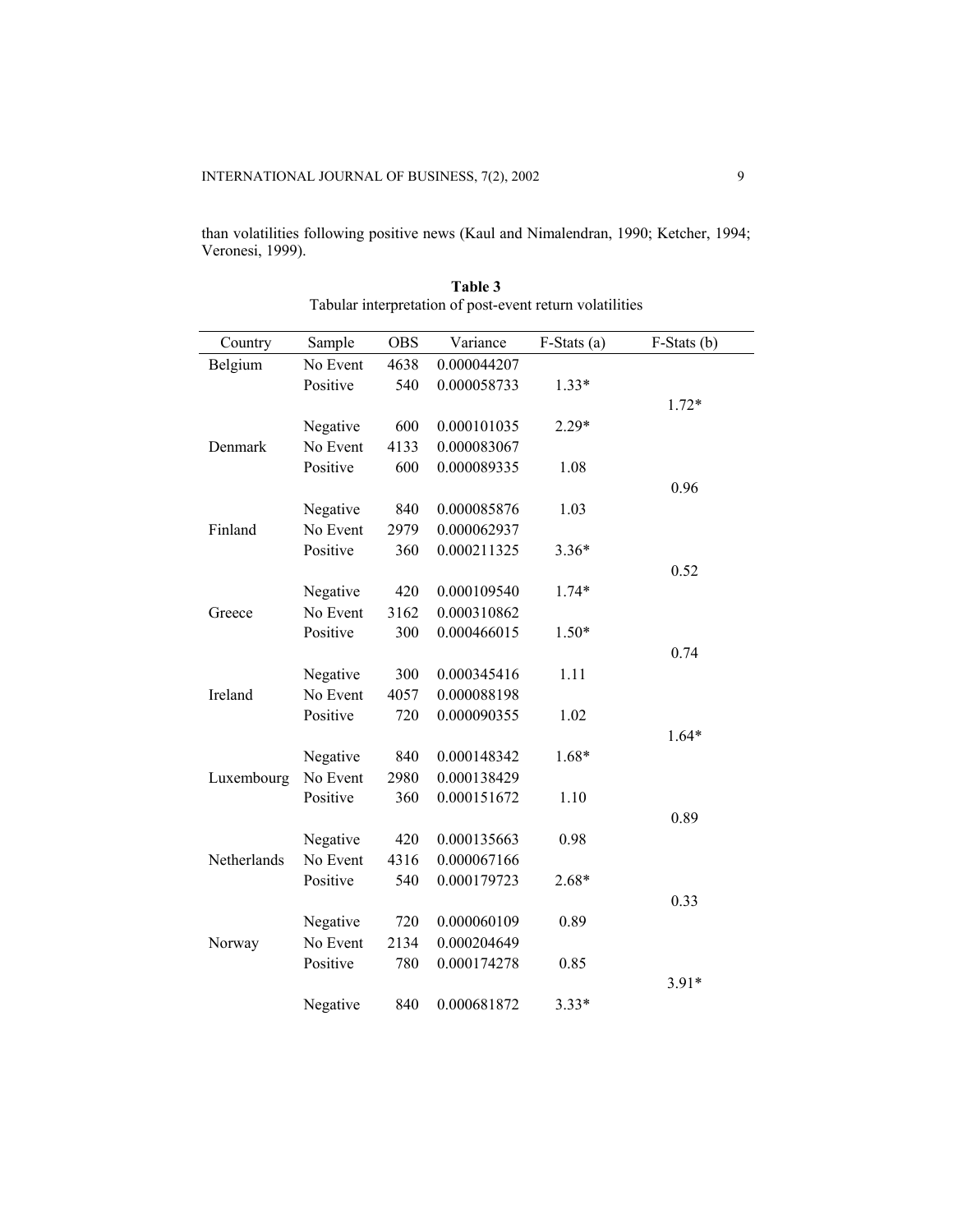than volatilities following positive news (Kaul and Nimalendran, 1990; Ketcher, 1994; Veronesi, 1999).

**Table 3**
Tabular interpretation of post-event return volatilities

| Country | Sample | OBS | Variance | F-Stats (a) | F-Stats (b) |
|---|---|---|---|---|---|
| Belgium | No Event | 4638 | 0.000044207 | | |
| | Positive | 540 | 0.000058733 | 1.33* | |
| | | | | | 1.72* |
| | Negative | 600 | 0.000101035 | 2.29* | |
| Denmark | No Event | 4133 | 0.000083067 | | |
| | Positive | 600 | 0.000089335 | 1.08 | |
| | | | | | 0.96 |
| | Negative | 840 | 0.000085876 | 1.03 | |
| Finland | No Event | 2979 | 0.000062937 | | |
| | Positive | 360 | 0.000211325 | 3.36* | |
| | | | | | 0.52 |
| | Negative | 420 | 0.000109540 | 1.74* | |
| Greece | No Event | 3162 | 0.000310862 | | |
| | Positive | 300 | 0.000466015 | 1.50* | |
| | | | | | 0.74 |
| | Negative | 300 | 0.000345416 | 1.11 | |
| Ireland | No Event | 4057 | 0.000088198 | | |
| | Positive | 720 | 0.000090355 | 1.02 | |
| | | | | | 1.64* |
| | Negative | 840 | 0.000148342 | 1.68* | |
| Luxembourg | No Event | 2980 | 0.000138429 | | |
| | Positive | 360 | 0.000151672 | 1.10 | |
| | | | | | 0.89 |
| | Negative | 420 | 0.000135663 | 0.98 | |
| Netherlands | No Event | 4316 | 0.000067166 | | |
| | Positive | 540 | 0.000179723 | 2.68* | |
| | | | | | 0.33 |
| | Negative | 720 | 0.000060109 | 0.89 | |
| Norway | No Event | 2134 | 0.000204649 | | |
| | Positive | 780 | 0.000174278 | 0.85 | |
| | | | | | 3.91* |
| | Negative | 840 | 0.000681872 | 3.33* | |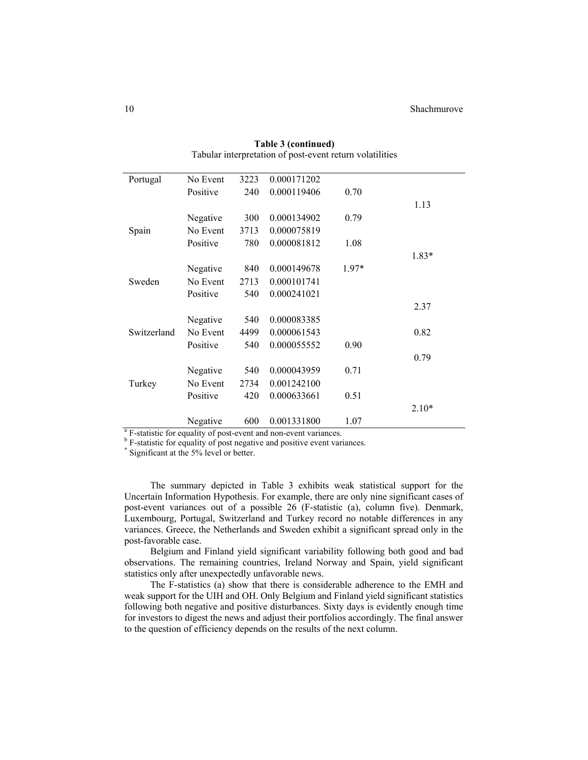**Table 3 (continued)**

Tabular interpretation of post-event return volatilities

| | | | | | |
|---|---|---|---|---|---|
| Portugal | No Event | 3223 | 0.000171202 | | |
| | Positive | 240 | 0.000119406 | 0.70 | |
| | | | | | 1.13 |
| | Negative | 300 | 0.000134902 | 0.79 | |
| Spain | No Event | 3713 | 0.000075819 | | |
| | Positive | 780 | 0.000081812 | 1.08 | |
| | | | | | 1.83* |
| | Negative | 840 | 0.000149678 | 1.97* | |
| Sweden | No Event | 2713 | 0.000101741 | | |
| | Positive | 540 | 0.000241021 | | |
| | | | | | 2.37 |
| | Negative | 540 | 0.000083385 | | |
| Switzerland | No Event | 4499 | 0.000061543 | | 0.82 |
| | Positive | 540 | 0.000055552 | 0.90 | |
| | | | | | 0.79 |
| | Negative | 540 | 0.000043959 | 0.71 | |
| Turkey | No Event | 2734 | 0.001242100 | | |
| | Positive | 420 | 0.000633661 | 0.51 | |
| | | | | | 2.10* |
| | Negative | 600 | 0.001331800 | 1.07 | |

[a] F-statistic for equality of post-event and non-event variances.
[b] F-statistic for equality of post negative and positive event variances.
[*] Significant at the 5% level or better.

The summary depicted in Table 3 exhibits weak statistical support for the Uncertain Information Hypothesis. For example, there are only nine significant cases of post-event variances out of a possible 26 (F-statistic (a), column five). Denmark, Luxembourg, Portugal, Switzerland and Turkey record no notable differences in any variances. Greece, the Netherlands and Sweden exhibit a significant spread only in the post-favorable case.

Belgium and Finland yield significant variability following both good and bad observations. The remaining countries, Ireland Norway and Spain, yield significant statistics only after unexpectedly unfavorable news.

The F-statistics (a) show that there is considerable adherence to the EMH and weak support for the UIH and OH. Only Belgium and Finland yield significant statistics following both negative and positive disturbances. Sixty days is evidently enough time for investors to digest the news and adjust their portfolios accordingly. The final answer to the question of efficiency depends on the results of the next column.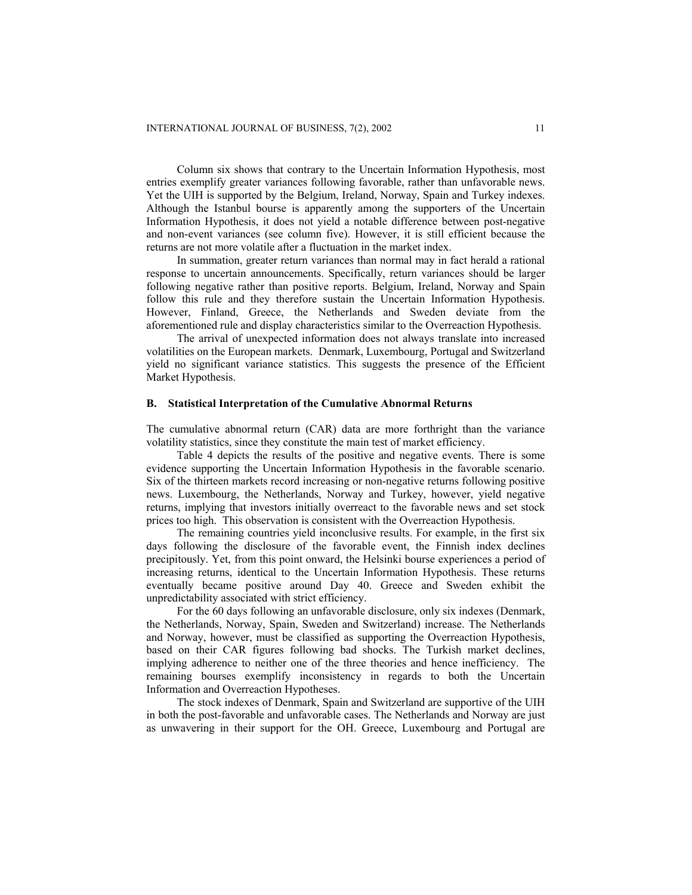Column six shows that contrary to the Uncertain Information Hypothesis, most entries exemplify greater variances following favorable, rather than unfavorable news. Yet the UIH is supported by the Belgium, Ireland, Norway, Spain and Turkey indexes. Although the Istanbul bourse is apparently among the supporters of the Uncertain Information Hypothesis, it does not yield a notable difference between post-negative and non-event variances (see column five). However, it is still efficient because the returns are not more volatile after a fluctuation in the market index.

In summation, greater return variances than normal may in fact herald a rational response to uncertain announcements. Specifically, return variances should be larger following negative rather than positive reports. Belgium, Ireland, Norway and Spain follow this rule and they therefore sustain the Uncertain Information Hypothesis. However, Finland, Greece, the Netherlands and Sweden deviate from the aforementioned rule and display characteristics similar to the Overreaction Hypothesis.

The arrival of unexpected information does not always translate into increased volatilities on the European markets. Denmark, Luxembourg, Portugal and Switzerland yield no significant variance statistics. This suggests the presence of the Efficient Market Hypothesis.

### B. Statistical Interpretation of the Cumulative Abnormal Returns

The cumulative abnormal return (CAR) data are more forthright than the variance volatility statistics, since they constitute the main test of market efficiency.

Table 4 depicts the results of the positive and negative events. There is some evidence supporting the Uncertain Information Hypothesis in the favorable scenario. Six of the thirteen markets record increasing or non-negative returns following positive news. Luxembourg, the Netherlands, Norway and Turkey, however, yield negative returns, implying that investors initially overreact to the favorable news and set stock prices too high. This observation is consistent with the Overreaction Hypothesis.

The remaining countries yield inconclusive results. For example, in the first six days following the disclosure of the favorable event, the Finnish index declines precipitously. Yet, from this point onward, the Helsinki bourse experiences a period of increasing returns, identical to the Uncertain Information Hypothesis. These returns eventually became positive around Day 40. Greece and Sweden exhibit the unpredictability associated with strict efficiency.

For the 60 days following an unfavorable disclosure, only six indexes (Denmark, the Netherlands, Norway, Spain, Sweden and Switzerland) increase. The Netherlands and Norway, however, must be classified as supporting the Overreaction Hypothesis, based on their CAR figures following bad shocks. The Turkish market declines, implying adherence to neither one of the three theories and hence inefficiency. The remaining bourses exemplify inconsistency in regards to both the Uncertain Information and Overreaction Hypotheses.

The stock indexes of Denmark, Spain and Switzerland are supportive of the UIH in both the post-favorable and unfavorable cases. The Netherlands and Norway are just as unwavering in their support for the OH. Greece, Luxembourg and Portugal are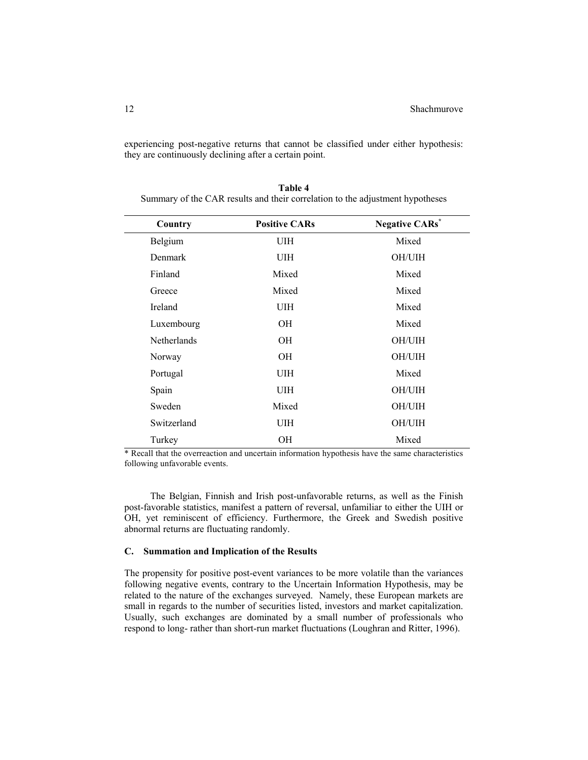experiencing post-negative returns that cannot be classified under either hypothesis: they are continuously declining after a certain point.

**Table 4**
Summary of the CAR results and their correlation to the adjustment hypotheses

| Country | Positive CARs | Negative CARs* |
|---|---|---|
| Belgium | UIH | Mixed |
| Denmark | UIH | OH/UIH |
| Finland | Mixed | Mixed |
| Greece | Mixed | Mixed |
| Ireland | UIH | Mixed |
| Luxembourg | OH | Mixed |
| Netherlands | OH | OH/UIH |
| Norway | OH | OH/UIH |
| Portugal | UIH | Mixed |
| Spain | UIH | OH/UIH |
| Sweden | Mixed | OH/UIH |
| Switzerland | UIH | OH/UIH |
| Turkey | OH | Mixed |

* Recall that the overreaction and uncertain information hypothesis have the same characteristics following unfavorable events.

The Belgian, Finnish and Irish post-unfavorable returns, as well as the Finish post-favorable statistics, manifest a pattern of reversal, unfamiliar to either the UIH or OH, yet reminiscent of efficiency. Furthermore, the Greek and Swedish positive abnormal returns are fluctuating randomly.

### C. Summation and Implication of the Results

The propensity for positive post-event variances to be more volatile than the variances following negative events, contrary to the Uncertain Information Hypothesis, may be related to the nature of the exchanges surveyed. Namely, these European markets are small in regards to the number of securities listed, investors and market capitalization. Usually, such exchanges are dominated by a small number of professionals who respond to long- rather than short-run market fluctuations (Loughran and Ritter, 1996).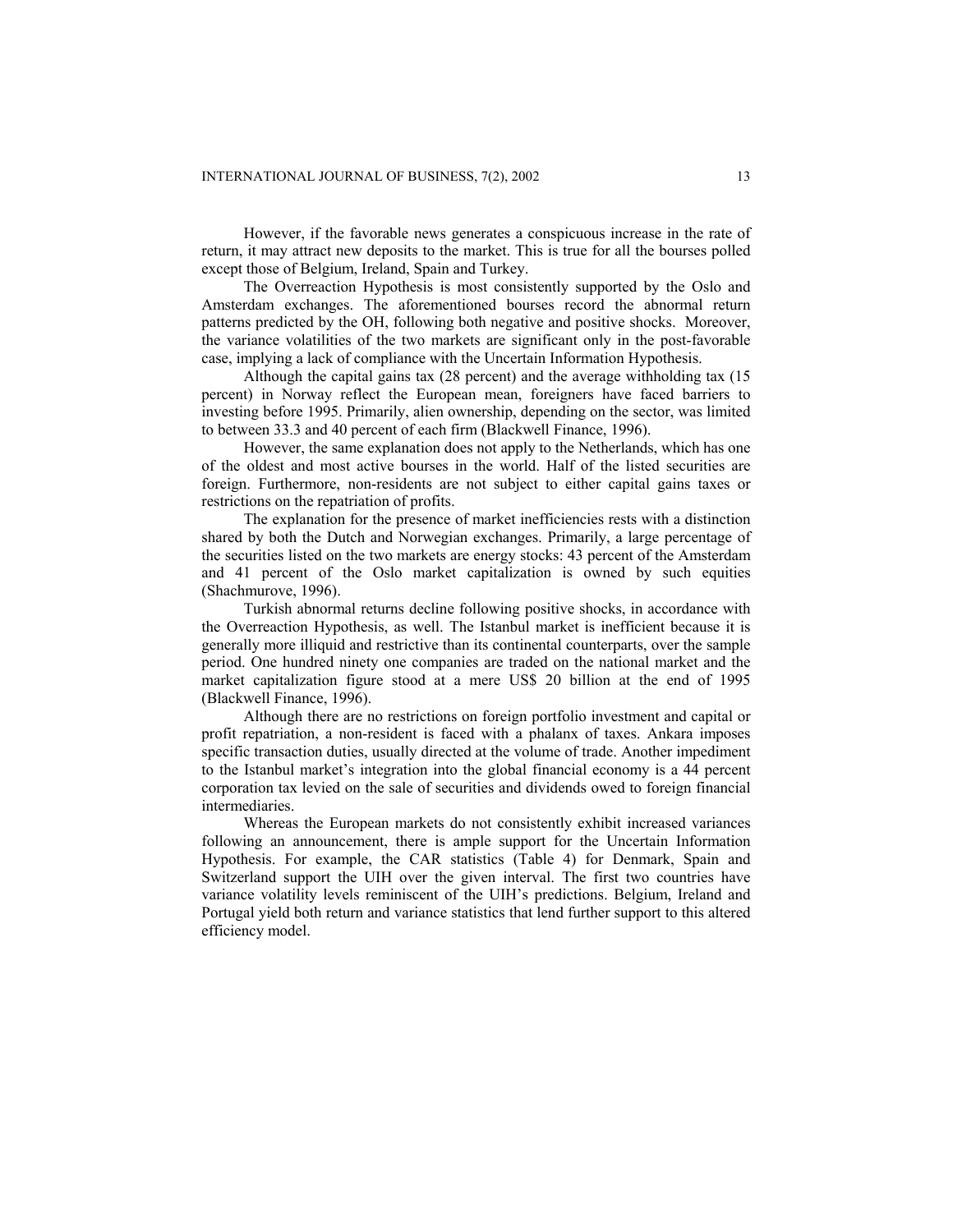However, if the favorable news generates a conspicuous increase in the rate of return, it may attract new deposits to the market. This is true for all the bourses polled except those of Belgium, Ireland, Spain and Turkey.

The Overreaction Hypothesis is most consistently supported by the Oslo and Amsterdam exchanges. The aforementioned bourses record the abnormal return patterns predicted by the OH, following both negative and positive shocks. Moreover, the variance volatilities of the two markets are significant only in the post-favorable case, implying a lack of compliance with the Uncertain Information Hypothesis.

Although the capital gains tax (28 percent) and the average withholding tax (15 percent) in Norway reflect the European mean, foreigners have faced barriers to investing before 1995. Primarily, alien ownership, depending on the sector, was limited to between 33.3 and 40 percent of each firm (Blackwell Finance, 1996).

However, the same explanation does not apply to the Netherlands, which has one of the oldest and most active bourses in the world. Half of the listed securities are foreign. Furthermore, non-residents are not subject to either capital gains taxes or restrictions on the repatriation of profits.

The explanation for the presence of market inefficiencies rests with a distinction shared by both the Dutch and Norwegian exchanges. Primarily, a large percentage of the securities listed on the two markets are energy stocks: 43 percent of the Amsterdam and 41 percent of the Oslo market capitalization is owned by such equities (Shachmurove, 1996).

Turkish abnormal returns decline following positive shocks, in accordance with the Overreaction Hypothesis, as well. The Istanbul market is inefficient because it is generally more illiquid and restrictive than its continental counterparts, over the sample period. One hundred ninety one companies are traded on the national market and the market capitalization figure stood at a mere US$ 20 billion at the end of 1995 (Blackwell Finance, 1996).

Although there are no restrictions on foreign portfolio investment and capital or profit repatriation, a non-resident is faced with a phalanx of taxes. Ankara imposes specific transaction duties, usually directed at the volume of trade. Another impediment to the Istanbul market's integration into the global financial economy is a 44 percent corporation tax levied on the sale of securities and dividends owed to foreign financial intermediaries.

Whereas the European markets do not consistently exhibit increased variances following an announcement, there is ample support for the Uncertain Information Hypothesis. For example, the CAR statistics (Table 4) for Denmark, Spain and Switzerland support the UIH over the given interval. The first two countries have variance volatility levels reminiscent of the UIH's predictions. Belgium, Ireland and Portugal yield both return and variance statistics that lend further support to this altered efficiency model.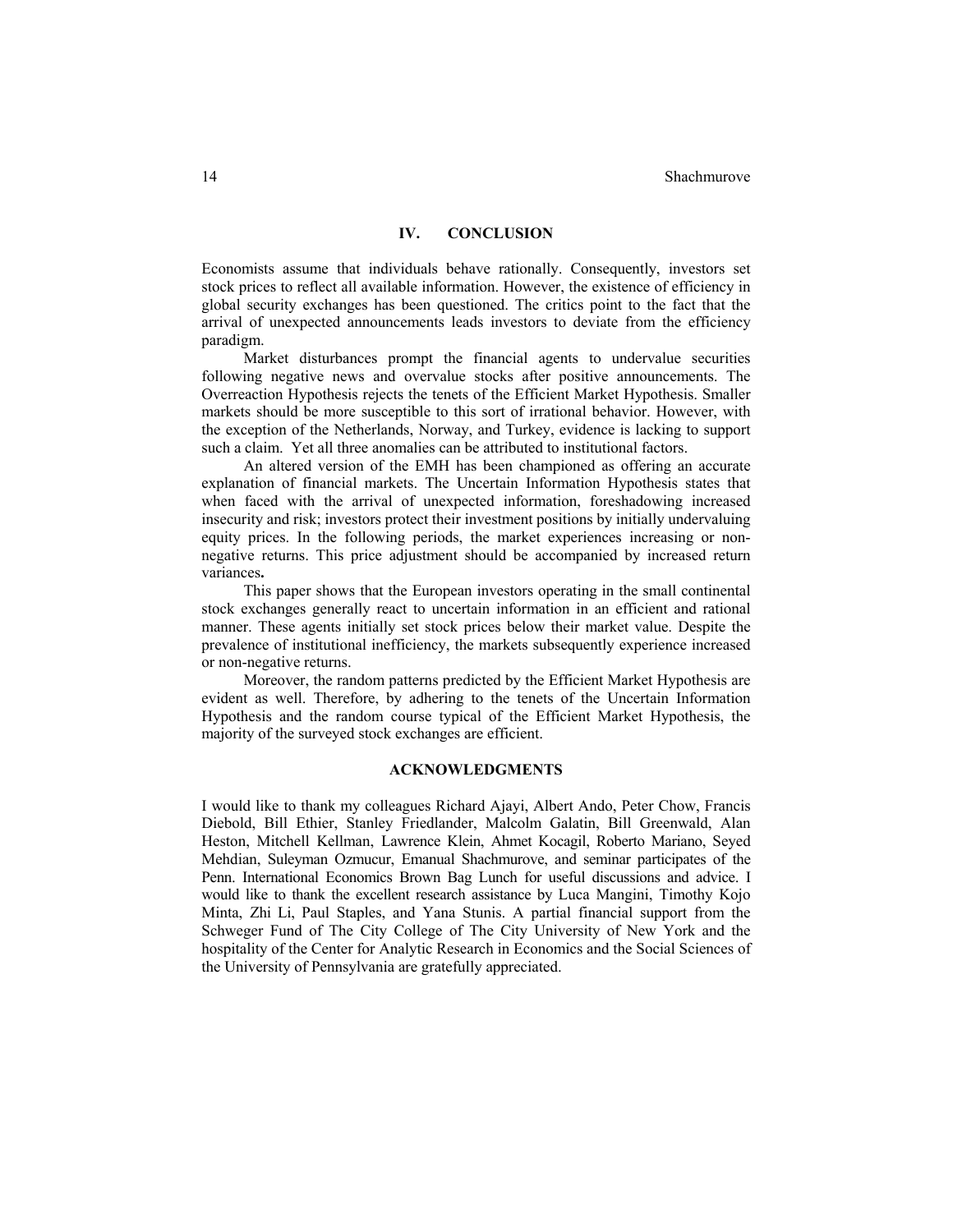## IV. CONCLUSION

Economists assume that individuals behave rationally. Consequently, investors set stock prices to reflect all available information. However, the existence of efficiency in global security exchanges has been questioned. The critics point to the fact that the arrival of unexpected announcements leads investors to deviate from the efficiency paradigm.

Market disturbances prompt the financial agents to undervalue securities following negative news and overvalue stocks after positive announcements. The Overreaction Hypothesis rejects the tenets of the Efficient Market Hypothesis. Smaller markets should be more susceptible to this sort of irrational behavior. However, with the exception of the Netherlands, Norway, and Turkey, evidence is lacking to support such a claim. Yet all three anomalies can be attributed to institutional factors.

An altered version of the EMH has been championed as offering an accurate explanation of financial markets. The Uncertain Information Hypothesis states that when faced with the arrival of unexpected information, foreshadowing increased insecurity and risk; investors protect their investment positions by initially undervaluing equity prices. In the following periods, the market experiences increasing or non-negative returns. This price adjustment should be accompanied by increased return variances**.**

This paper shows that the European investors operating in the small continental stock exchanges generally react to uncertain information in an efficient and rational manner. These agents initially set stock prices below their market value. Despite the prevalence of institutional inefficiency, the markets subsequently experience increased or non-negative returns.

Moreover, the random patterns predicted by the Efficient Market Hypothesis are evident as well. Therefore, by adhering to the tenets of the Uncertain Information Hypothesis and the random course typical of the Efficient Market Hypothesis, the majority of the surveyed stock exchanges are efficient.

## ACKNOWLEDGMENTS

I would like to thank my colleagues Richard Ajayi, Albert Ando, Peter Chow, Francis Diebold, Bill Ethier, Stanley Friedlander, Malcolm Galatin, Bill Greenwald, Alan Heston, Mitchell Kellman, Lawrence Klein, Ahmet Kocagil, Roberto Mariano, Seyed Mehdian, Suleyman Ozmucur, Emanual Shachmurove, and seminar participates of the Penn. International Economics Brown Bag Lunch for useful discussions and advice. I would like to thank the excellent research assistance by Luca Mangini, Timothy Kojo Minta, Zhi Li, Paul Staples, and Yana Stunis. A partial financial support from the Schweger Fund of The City College of The City University of New York and the hospitality of the Center for Analytic Research in Economics and the Social Sciences of the University of Pennsylvania are gratefully appreciated.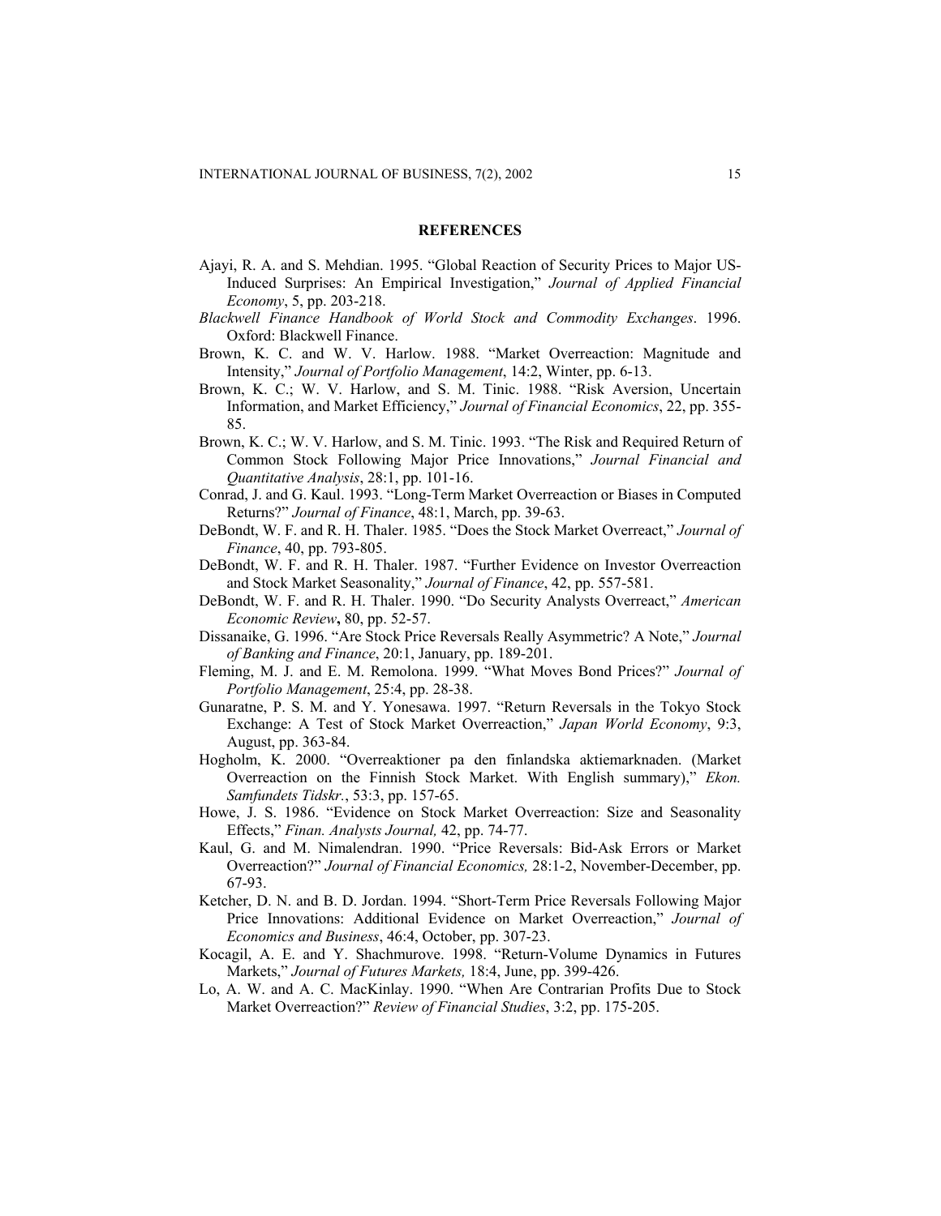## REFERENCES

Ajayi, R. A. and S. Mehdian. 1995. "Global Reaction of Security Prices to Major US-Induced Surprises: An Empirical Investigation," *Journal of Applied Financial Economy*, 5, pp. 203-218.

*Blackwell Finance Handbook of World Stock and Commodity Exchanges*. 1996. Oxford: Blackwell Finance.

Brown, K. C. and W. V. Harlow. 1988. "Market Overreaction: Magnitude and Intensity," *Journal of Portfolio Management*, 14:2, Winter, pp. 6-13.

Brown, K. C.; W. V. Harlow, and S. M. Tinic. 1988. "Risk Aversion, Uncertain Information, and Market Efficiency," *Journal of Financial Economics*, 22, pp. 355-85.

Brown, K. C.; W. V. Harlow, and S. M. Tinic. 1993. "The Risk and Required Return of Common Stock Following Major Price Innovations," *Journal Financial and Quantitative Analysis*, 28:1, pp. 101-16.

Conrad, J. and G. Kaul. 1993. "Long-Term Market Overreaction or Biases in Computed Returns?" *Journal of Finance*, 48:1, March, pp. 39-63.

DeBondt, W. F. and R. H. Thaler. 1985. "Does the Stock Market Overreact," *Journal of Finance*, 40, pp. 793-805.

DeBondt, W. F. and R. H. Thaler. 1987. "Further Evidence on Investor Overreaction and Stock Market Seasonality," *Journal of Finance*, 42, pp. 557-581.

DeBondt, W. F. and R. H. Thaler. 1990. "Do Security Analysts Overreact," *American Economic Review*, 80, pp. 52-57.

Dissanaike, G. 1996. "Are Stock Price Reversals Really Asymmetric? A Note," *Journal of Banking and Finance*, 20:1, January, pp. 189-201.

Fleming, M. J. and E. M. Remolona. 1999. "What Moves Bond Prices?" *Journal of Portfolio Management*, 25:4, pp. 28-38.

Gunaratne, P. S. M. and Y. Yonesawa. 1997. "Return Reversals in the Tokyo Stock Exchange: A Test of Stock Market Overreaction," *Japan World Economy*, 9:3, August, pp. 363-84.

Hogholm, K. 2000. "Overreaktioner pa den finlandska aktiemarknaden. (Market Overreaction on the Finnish Stock Market. With English summary)," *Ekon. Samfundets Tidskr.*, 53:3, pp. 157-65.

Howe, J. S. 1986. "Evidence on Stock Market Overreaction: Size and Seasonality Effects," *Finan. Analysts Journal,* 42, pp. 74-77.

Kaul, G. and M. Nimalendran. 1990. "Price Reversals: Bid-Ask Errors or Market Overreaction?" *Journal of Financial Economics,* 28:1-2, November-December, pp. 67-93.

Ketcher, D. N. and B. D. Jordan. 1994. "Short-Term Price Reversals Following Major Price Innovations: Additional Evidence on Market Overreaction," *Journal of Economics and Business*, 46:4, October, pp. 307-23.

Kocagil, A. E. and Y. Shachmurove. 1998. "Return-Volume Dynamics in Futures Markets," *Journal of Futures Markets,* 18:4, June, pp. 399-426.

Lo, A. W. and A. C. MacKinlay. 1990. "When Are Contrarian Profits Due to Stock Market Overreaction?" *Review of Financial Studies*, 3:2, pp. 175-205.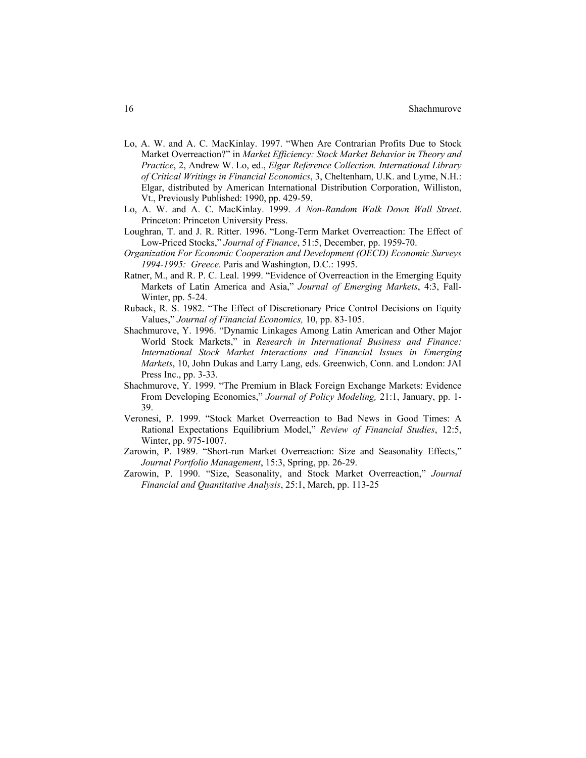Lo, A. W. and A. C. MacKinlay. 1997. "When Are Contrarian Profits Due to Stock Market Overreaction?" in *Market Efficiency: Stock Market Behavior in Theory and Practice*, 2, Andrew W. Lo, ed., *Elgar Reference Collection. International Library of Critical Writings in Financial Economics*, 3, Cheltenham, U.K. and Lyme, N.H.: Elgar, distributed by American International Distribution Corporation, Williston, Vt., Previously Published: 1990, pp. 429-59.

Lo, A. W. and A. C. MacKinlay. 1999. *A Non-Random Walk Down Wall Street*. Princeton: Princeton University Press.

Loughran, T. and J. R. Ritter. 1996. "Long-Term Market Overreaction: The Effect of Low-Priced Stocks," *Journal of Finance*, 51:5, December, pp. 1959-70.

*Organization For Economic Cooperation and Development (OECD) Economic Surveys 1994-1995: Greece*. Paris and Washington, D.C.: 1995.

Ratner, M., and R. P. C. Leal. 1999. "Evidence of Overreaction in the Emerging Equity Markets of Latin America and Asia," *Journal of Emerging Markets*, 4:3, Fall-Winter, pp. 5-24.

Ruback, R. S. 1982. "The Effect of Discretionary Price Control Decisions on Equity Values," *Journal of Financial Economics,* 10, pp. 83-105.

Shachmurove, Y. 1996. "Dynamic Linkages Among Latin American and Other Major World Stock Markets," in *Research in International Business and Finance: International Stock Market Interactions and Financial Issues in Emerging Markets*, 10, John Dukas and Larry Lang, eds. Greenwich, Conn. and London: JAI Press Inc., pp. 3-33.

Shachmurove, Y. 1999. "The Premium in Black Foreign Exchange Markets: Evidence From Developing Economies," *Journal of Policy Modeling,* 21:1, January, pp. 1-39.

Veronesi, P. 1999. "Stock Market Overreaction to Bad News in Good Times: A Rational Expectations Equilibrium Model," *Review of Financial Studies*, 12:5, Winter, pp. 975-1007.

Zarowin, P. 1989. "Short-run Market Overreaction: Size and Seasonality Effects," *Journal Portfolio Management*, 15:3, Spring, pp. 26-29.

Zarowin, P. 1990. "Size, Seasonality, and Stock Market Overreaction," *Journal Financial and Quantitative Analysis*, 25:1, March, pp. 113-25